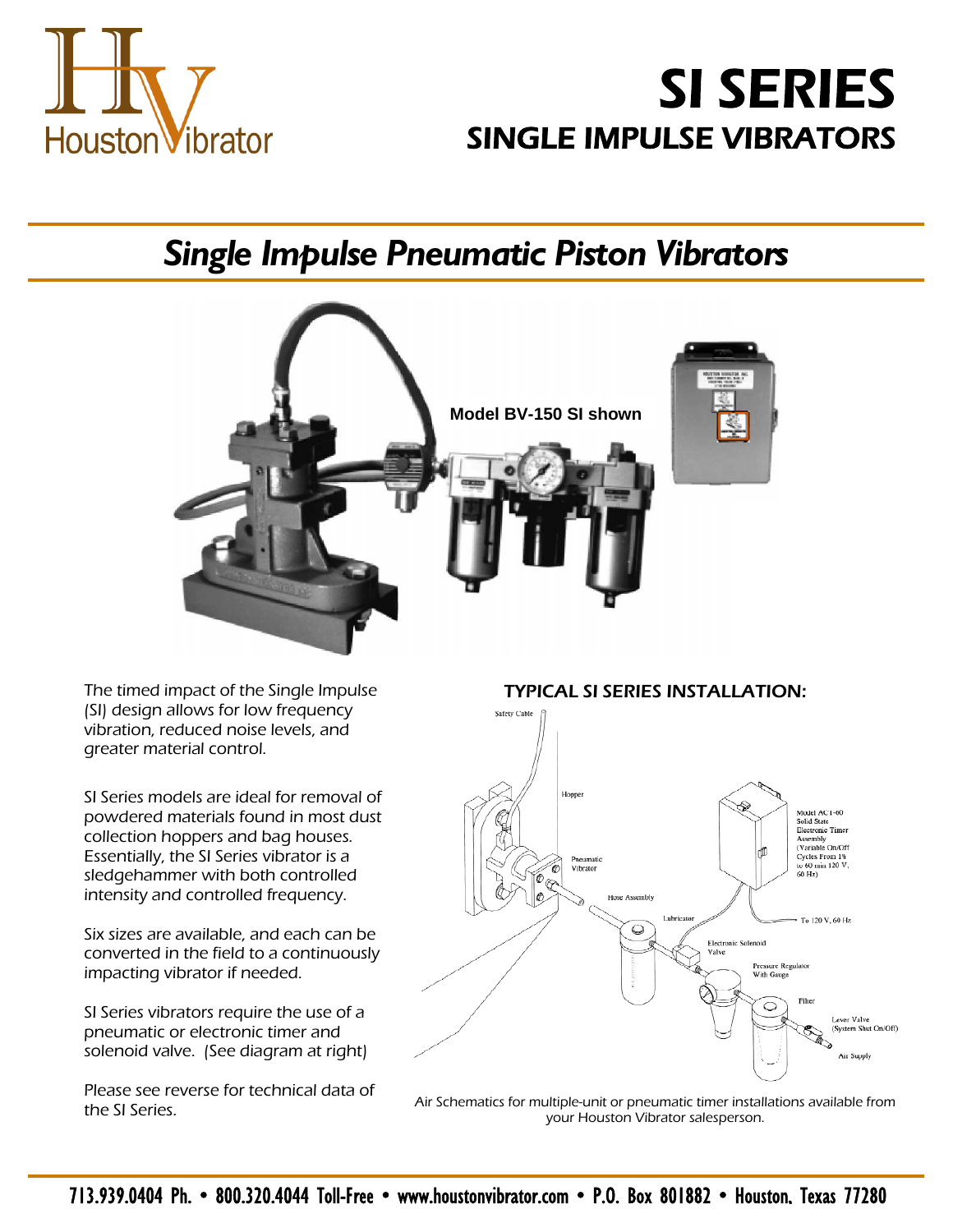# SI SERIES

## SINGLE IMPULSE VIBRATORS

## *Single Impulse Pneumatic Piston Vibrators*

**Model BV-150 SI shown**

The timed impact of the Single Impulse (SI) design allows for low frequency vibration, reduced noise levels, and greater material control.

SI Series models are ideal for removal of powdered materials found in most dust collection hoppers and bag houses. Essentially, the SI Series vibrator is a sledgehammer with both controlled intensity and controlled frequency.

Six sizes are available, and each can be converted in the field to a continuously impacting vibrator if needed.

SI Series vibrators require the use of a pneumatic or electronic timer and solenoid valve. (See diagram at right)

Please see reverse for technical data of the SI Series.

### TYPICAL SI SERIES INSTALLATION:

Safety Cable

Hopper

Pneumatic Vibrator

Hose Assembly

Lubricator

Model ACT-60 Solid State Electronic Timer Assembly (Variable On/Off Cycles From 1½ to 60 min 120 V, 60 Hz)

To 120 V, 60 Hz

Electronic Solenoid Valve

Pressure Regulator With Gauge

Filter

Lever Valve (System Shut On/Off)

Air Supply

*Air Schematics for multiple-unit or pneumatic timer installations available from your Houston Vibrator salesperson.*

713.939.0404 Ph. • 800.320.4044 Toll-Free • www.houstonvibrator.com • P.O. Box 801882 • Houston, Texas 77280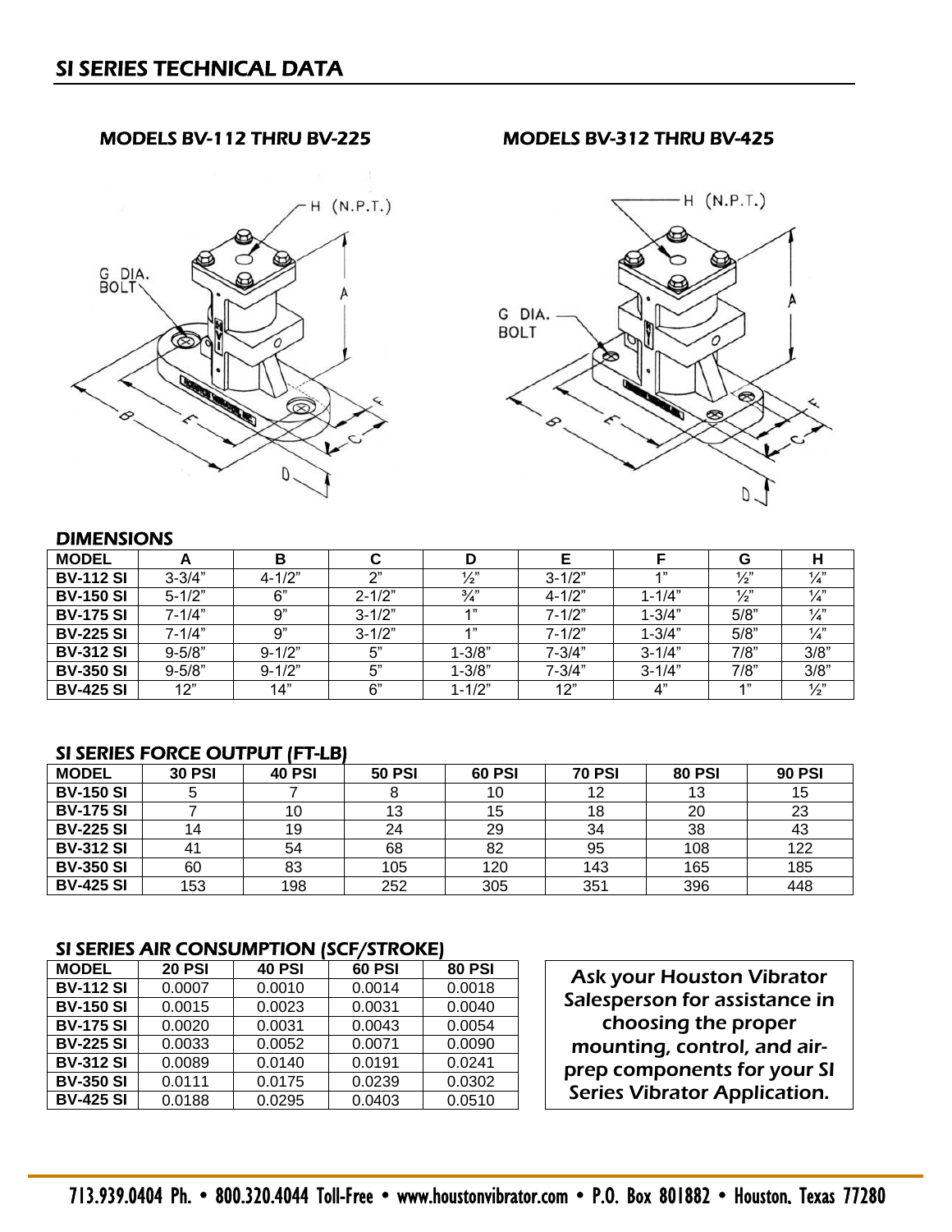# SI SERIES TECHNICAL DATA

### MODELS BV-112 THRU BV-225

H (N.P.T.)

G DIA. BOLT

A

B

E

C

F

D

### MODELS BV-312 THRU BV-425

H (N.P.T.)

G DIA. BOLT

A

B

E

C

F

D

## DIMENSIONS

| MODEL | A | B | C | D | E | F | G | H |
|---|---|---|---|---|---|---|---|---|
| BV-112 SI | 3-3/4" | 4-1/2" | 2" | ½" | 3-1/2" | 1" | ½" | ¼" |
| BV-150 SI | 5-1/2" | 6" | 2-1/2" | ¾" | 4-1/2" | 1-1/4" | ½" | ¼" |
| BV-175 SI | 7-1/4" | 9" | 3-1/2" | 1" | 7-1/2" | 1-3/4" | 5/8" | ¼" |
| BV-225 SI | 7-1/4" | 9" | 3-1/2" | 1" | 7-1/2" | 1-3/4" | 5/8" | ¼" |
| BV-312 SI | 9-5/8" | 9-1/2" | 5" | 1-3/8" | 7-3/4" | 3-1/4" | 7/8" | 3/8" |
| BV-350 SI | 9-5/8" | 9-1/2" | 5" | 1-3/8" | 7-3/4" | 3-1/4" | 7/8" | 3/8" |
| BV-425 SI | 12" | 14" | 6" | 1-1/2" | 12" | 4" | 1" | ½" |

## SI SERIES FORCE OUTPUT (FT-LB)

| MODEL | 30 PSI | 40 PSI | 50 PSI | 60 PSI | 70 PSI | 80 PSI | 90 PSI |
|---|---|---|---|---|---|---|---|
| BV-150 SI | 5 | 7 | 8 | 10 | 12 | 13 | 15 |
| BV-175 SI | 7 | 10 | 13 | 15 | 18 | 20 | 23 |
| BV-225 SI | 14 | 19 | 24 | 29 | 34 | 38 | 43 |
| BV-312 SI | 41 | 54 | 68 | 82 | 95 | 108 | 122 |
| BV-350 SI | 60 | 83 | 105 | 120 | 143 | 165 | 185 |
| BV-425 SI | 153 | 198 | 252 | 305 | 351 | 396 | 448 |

## SI SERIES AIR CONSUMPTION (SCF/STROKE)

| MODEL | 20 PSI | 40 PSI | 60 PSI | 80 PSI |
|---|---|---|---|---|
| BV-112 SI | 0.0007 | 0.0010 | 0.0014 | 0.0018 |
| BV-150 SI | 0.0015 | 0.0023 | 0.0031 | 0.0040 |
| BV-175 SI | 0.0020 | 0.0031 | 0.0043 | 0.0054 |
| BV-225 SI | 0.0033 | 0.0052 | 0.0071 | 0.0090 |
| BV-312 SI | 0.0089 | 0.0140 | 0.0191 | 0.0241 |
| BV-350 SI | 0.0111 | 0.0175 | 0.0239 | 0.0302 |
| BV-425 SI | 0.0188 | 0.0295 | 0.0403 | 0.0510 |

Ask your Houston Vibrator Salesperson for assistance in choosing the proper mounting, control, and air-prep components for your SI Series Vibrator Application.

713.939.0404 Ph. • 800.320.4044 Toll-Free • www.houstonvibrator.com • P.O. Box 801882 • Houston, Texas 77280